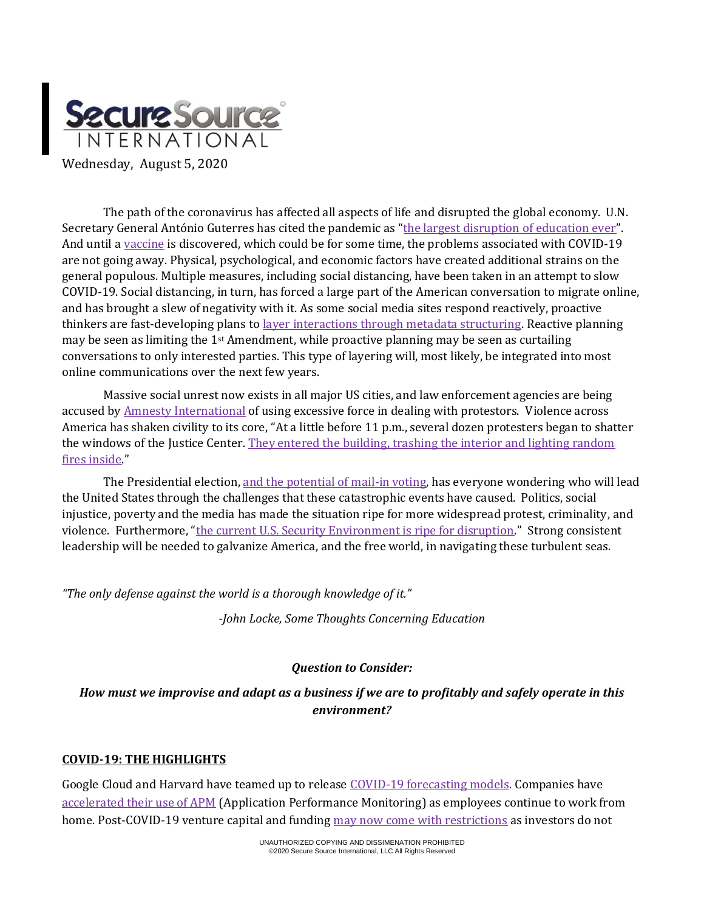# SecureSource INTERNATIONAL

Wednesday, August 5, 2020

The path of the coronavirus has affected all aspects of life and disrupted the global economy. U.N. Secretary General António Guterres has cited the pandemic as "the largest disruption of education ever". And until a vaccine is discovered, which could be for some time, the problems associated with COVID-19 are not going away. Physical, psychological, and economic factors have created additional strains on the general populous. Multiple measures, including social distancing, have been taken in an attempt to slow COVID-19. Social distancing, in turn, has forced a large part of the American conversation to migrate online, and has brought a slew of negativity with it. As some social media sites respond reactively, proactive thinkers are fast-developing plans to layer interactions through metadata structuring. Reactive planning may be seen as limiting the 1st Amendment, while proactive planning may be seen as curtailing conversations to only interested parties. This type of layering will, most likely, be integrated into most online communications over the next few years.

Massive social unrest now exists in all major US cities, and law enforcement agencies are being accused by Amnesty International of using excessive force in dealing with protestors. Violence across America has shaken civility to its core, "At a little before 11 p.m., several dozen protesters began to shatter the windows of the Justice Center. They entered the building, trashing the interior and lighting random fires inside."

The Presidential election, and the potential of mail-in voting, has everyone wondering who will lead the United States through the challenges that these catastrophic events have caused. Politics, social injustice, poverty and the media has made the situation ripe for more widespread protest, criminality, and violence. Furthermore, "the current U.S. Security Environment is ripe for disruption." Strong consistent leadership will be needed to galvanize America, and the free world, in navigating these turbulent seas.

*"The only defense against the world is a thorough knowledge of it."*

*-John Locke, Some Thoughts Concerning Education*

***Question to Consider:***

***How must we improvise and adapt as a business if we are to profitably and safely operate in this environment?***

## COVID-19: THE HIGHLIGHTS

Google Cloud and Harvard have teamed up to release COVID-19 forecasting models. Companies have accelerated their use of APM (Application Performance Monitoring) as employees continue to work from home. Post-COVID-19 venture capital and funding may now come with restrictions as investors do not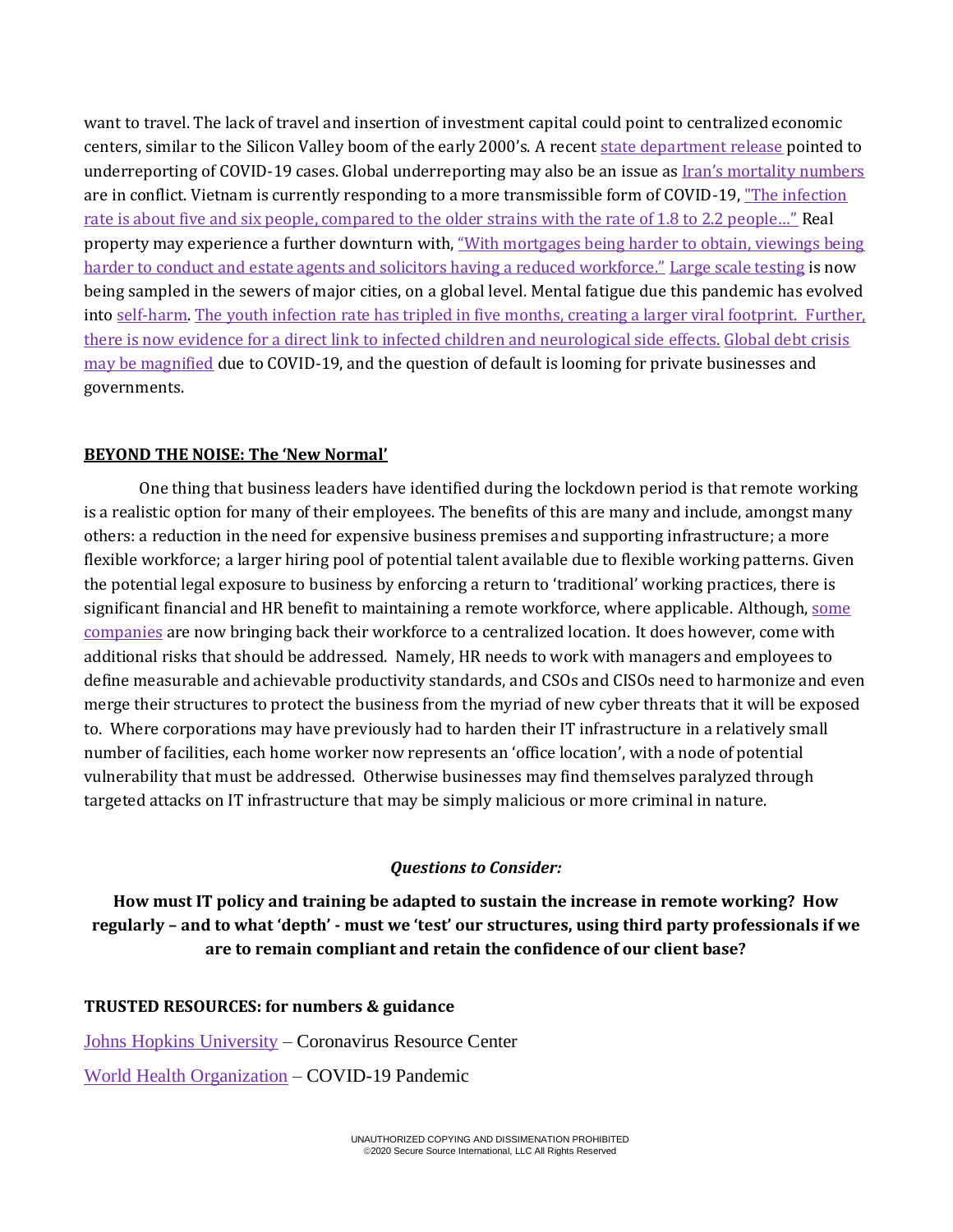want to travel. The lack of travel and insertion of investment capital could point to centralized economic centers, similar to the Silicon Valley boom of the early 2000's. A recent state department release pointed to underreporting of COVID-19 cases. Global underreporting may also be an issue as Iran's mortality numbers are in conflict. Vietnam is currently responding to a more transmissible form of COVID-19, "The infection rate is about five and six people, compared to the older strains with the rate of 1.8 to 2.2 people…" Real property may experience a further downturn with, "With mortgages being harder to obtain, viewings being harder to conduct and estate agents and solicitors having a reduced workforce." Large scale testing is now being sampled in the sewers of major cities, on a global level. Mental fatigue due this pandemic has evolved into self-harm. The youth infection rate has tripled in five months, creating a larger viral footprint. Further, there is now evidence for a direct link to infected children and neurological side effects. Global debt crisis may be magnified due to COVID-19, and the question of default is looming for private businesses and governments.

## BEYOND THE NOISE: The 'New Normal'

One thing that business leaders have identified during the lockdown period is that remote working is a realistic option for many of their employees. The benefits of this are many and include, amongst many others: a reduction in the need for expensive business premises and supporting infrastructure; a more flexible workforce; a larger hiring pool of potential talent available due to flexible working patterns. Given the potential legal exposure to business by enforcing a return to 'traditional' working practices, there is significant financial and HR benefit to maintaining a remote workforce, where applicable. Although, some companies are now bringing back their workforce to a centralized location. It does however, come with additional risks that should be addressed. Namely, HR needs to work with managers and employees to define measurable and achievable productivity standards, and CSOs and CISOs need to harmonize and even merge their structures to protect the business from the myriad of new cyber threats that it will be exposed to. Where corporations may have previously had to harden their IT infrastructure in a relatively small number of facilities, each home worker now represents an 'office location', with a node of potential vulnerability that must be addressed. Otherwise businesses may find themselves paralyzed through targeted attacks on IT infrastructure that may be simply malicious or more criminal in nature.

***Questions to Consider:***

**How must IT policy and training be adapted to sustain the increase in remote working? How regularly – and to what 'depth' - must we 'test' our structures, using third party professionals if we are to remain compliant and retain the confidence of our client base?**

**TRUSTED RESOURCES: for numbers & guidance**

Johns Hopkins University – Coronavirus Resource Center

World Health Organization – COVID-19 Pandemic

UNAUTHORIZED COPYING AND DISSIMENATION PROHIBITED
©2020 Secure Source International, LLC All Rights Reserved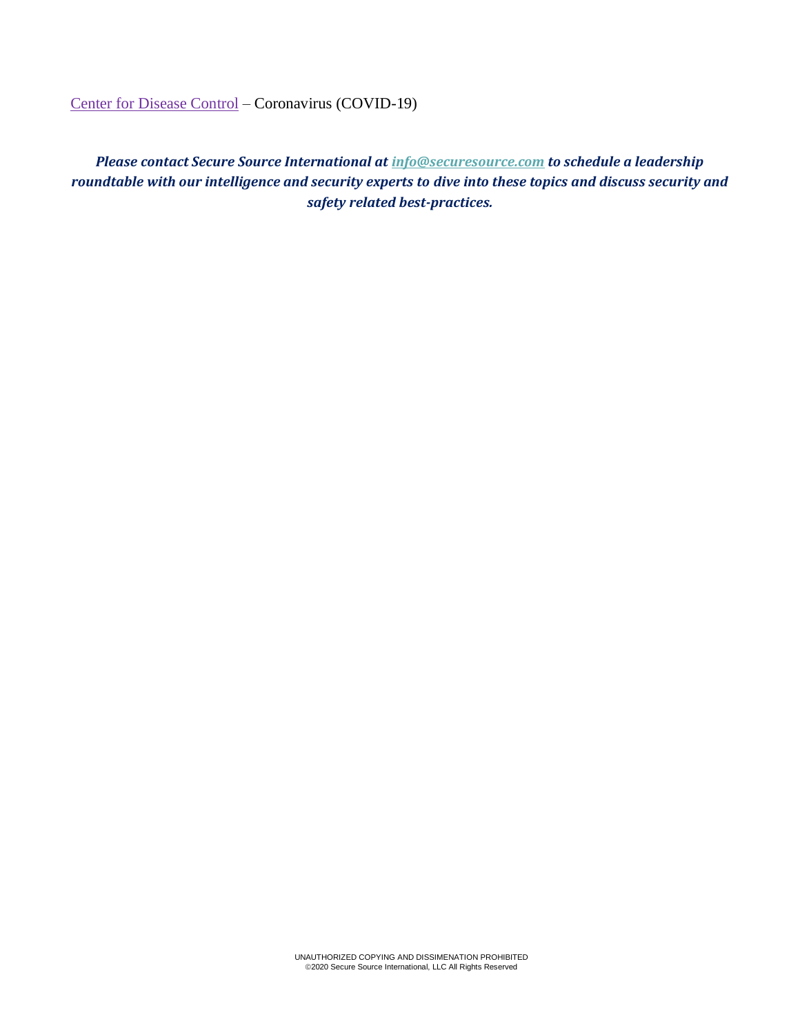[Center for Disease Control](https://www.cdc.gov) – Coronavirus (COVID-19)

***Please contact Secure Source International at [info@securesource.com](mailto:info@securesource.com) to schedule a leadership roundtable with our intelligence and security experts to dive into these topics and discuss security and safety related best-practices.***

UNAUTHORIZED COPYING AND DISSIMENATION PROHIBITED
©2020 Secure Source International, LLC All Rights Reserved